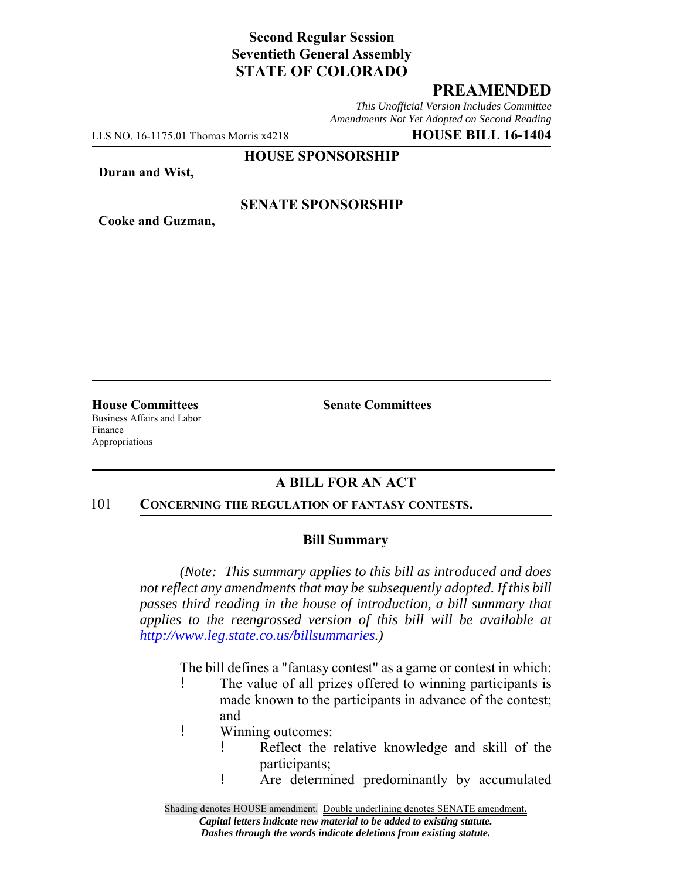**Second Regular Session**
**Seventieth General Assembly**
**STATE OF COLORADO**

# PREAMENDED

*This Unofficial Version Includes Committee Amendments Not Yet Adopted on Second Reading*

LLS NO. 16-1175.01 Thomas Morris x4218 **HOUSE BILL 16-1404**

**HOUSE SPONSORSHIP**

**Duran and Wist,**

**SENATE SPONSORSHIP**

**Cooke and Guzman,**

**House Committees**
Business Affairs and Labor
Finance
Appropriations

**Senate Committees**

## A BILL FOR AN ACT

101 **CONCERNING THE REGULATION OF FANTASY CONTESTS.**

### Bill Summary

*(Note: This summary applies to this bill as introduced and does not reflect any amendments that may be subsequently adopted. If this bill passes third reading in the house of introduction, a bill summary that applies to the reengrossed version of this bill will be available at http://www.leg.state.co.us/billsummaries.)*

The bill defines a "fantasy contest" as a game or contest in which:

- The value of all prizes offered to winning participants is made known to the participants in advance of the contest; and
- Winning outcomes:
  - Reflect the relative knowledge and skill of the participants;
  - Are determined predominantly by accumulated

Shading denotes HOUSE amendment. Double underlining denotes SENATE amendment.
***Capital letters indicate new material to be added to existing statute.***
***Dashes through the words indicate deletions from existing statute.***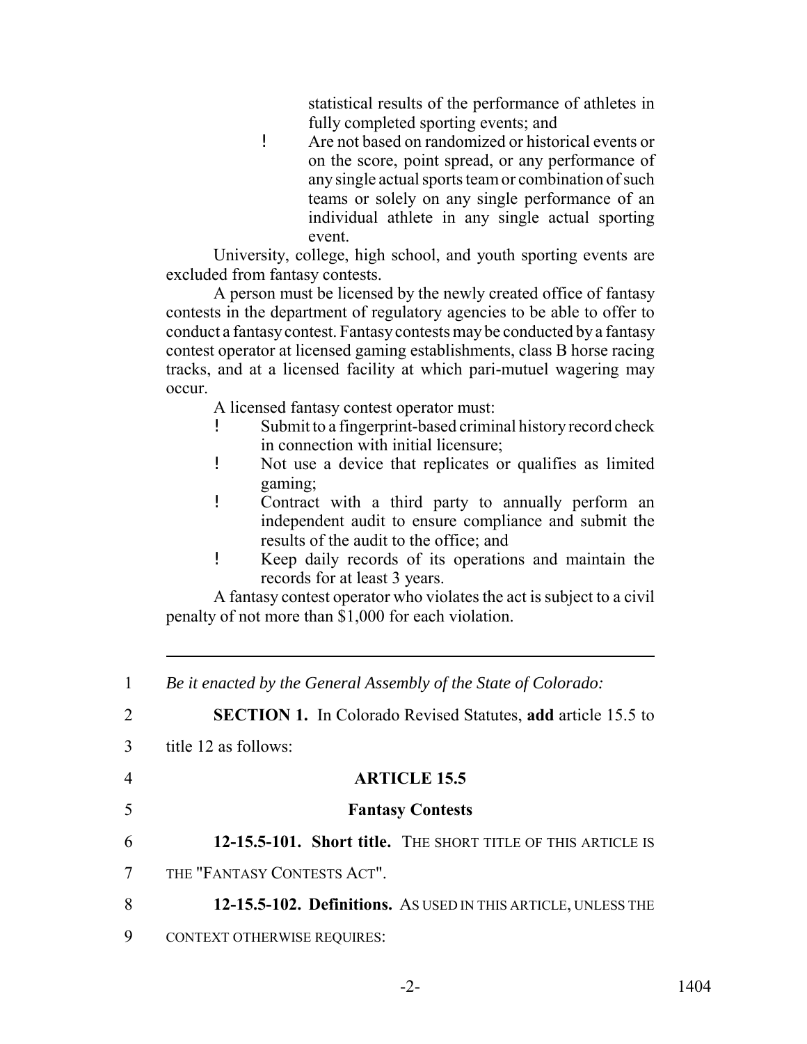statistical results of the performance of athletes in fully completed sporting events; and

- Are not based on randomized or historical events or on the score, point spread, or any performance of any single actual sports team or combination of such teams or solely on any single performance of an individual athlete in any single actual sporting event.

University, college, high school, and youth sporting events are excluded from fantasy contests.

A person must be licensed by the newly created office of fantasy contests in the department of regulatory agencies to be able to offer to conduct a fantasy contest. Fantasy contests may be conducted by a fantasy contest operator at licensed gaming establishments, class B horse racing tracks, and at a licensed facility at which pari-mutuel wagering may occur.

A licensed fantasy contest operator must:

- Submit to a fingerprint-based criminal history record check in connection with initial licensure;
- Not use a device that replicates or qualifies as limited gaming;
- Contract with a third party to annually perform an independent audit to ensure compliance and submit the results of the audit to the office; and
- Keep daily records of its operations and maintain the records for at least 3 years.

A fantasy contest operator who violates the act is subject to a civil penalty of not more than $1,000 for each violation.

---

1 *Be it enacted by the General Assembly of the State of Colorado:*

2 **SECTION 1.** In Colorado Revised Statutes, **add** article 15.5 to

3 title 12 as follows:

4 **ARTICLE 15.5**

5 **Fantasy Contests**

6 **12-15.5-101. Short title.** THE SHORT TITLE OF THIS ARTICLE IS

7 THE "FANTASY CONTESTS ACT".

8 **12-15.5-102. Definitions.** AS USED IN THIS ARTICLE, UNLESS THE

9 CONTEXT OTHERWISE REQUIRES: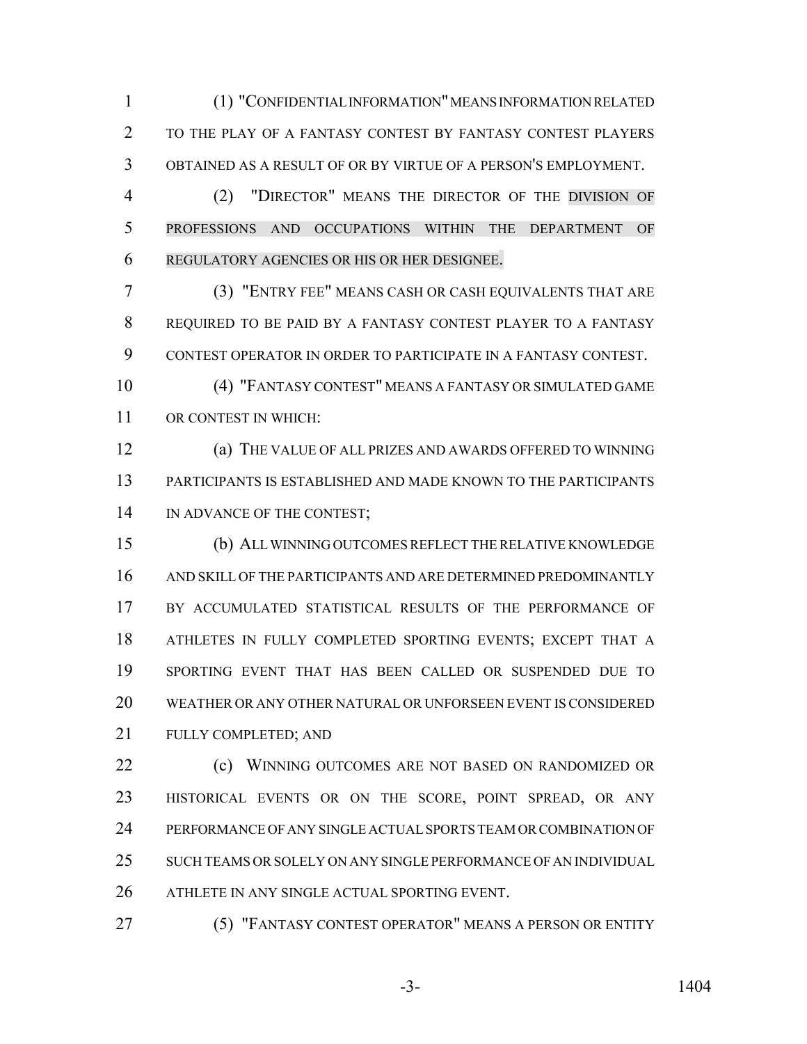(1) "CONFIDENTIAL INFORMATION" MEANS INFORMATION RELATED TO THE PLAY OF A FANTASY CONTEST BY FANTASY CONTEST PLAYERS OBTAINED AS A RESULT OF OR BY VIRTUE OF A PERSON'S EMPLOYMENT.

(2) "DIRECTOR" MEANS THE DIRECTOR OF THE DIVISION OF PROFESSIONS AND OCCUPATIONS WITHIN THE DEPARTMENT OF REGULATORY AGENCIES OR HIS OR HER DESIGNEE.

(3) "ENTRY FEE" MEANS CASH OR CASH EQUIVALENTS THAT ARE REQUIRED TO BE PAID BY A FANTASY CONTEST PLAYER TO A FANTASY CONTEST OPERATOR IN ORDER TO PARTICIPATE IN A FANTASY CONTEST.

(4) "FANTASY CONTEST" MEANS A FANTASY OR SIMULATED GAME OR CONTEST IN WHICH:

(a) THE VALUE OF ALL PRIZES AND AWARDS OFFERED TO WINNING PARTICIPANTS IS ESTABLISHED AND MADE KNOWN TO THE PARTICIPANTS IN ADVANCE OF THE CONTEST;

(b) ALL WINNING OUTCOMES REFLECT THE RELATIVE KNOWLEDGE AND SKILL OF THE PARTICIPANTS AND ARE DETERMINED PREDOMINANTLY BY ACCUMULATED STATISTICAL RESULTS OF THE PERFORMANCE OF ATHLETES IN FULLY COMPLETED SPORTING EVENTS; EXCEPT THAT A SPORTING EVENT THAT HAS BEEN CALLED OR SUSPENDED DUE TO WEATHER OR ANY OTHER NATURAL OR UNFORSEEN EVENT IS CONSIDERED FULLY COMPLETED; AND

(c) WINNING OUTCOMES ARE NOT BASED ON RANDOMIZED OR HISTORICAL EVENTS OR ON THE SCORE, POINT SPREAD, OR ANY PERFORMANCE OF ANY SINGLE ACTUAL SPORTS TEAM OR COMBINATION OF SUCH TEAMS OR SOLELY ON ANY SINGLE PERFORMANCE OF AN INDIVIDUAL ATHLETE IN ANY SINGLE ACTUAL SPORTING EVENT.

(5) "FANTASY CONTEST OPERATOR" MEANS A PERSON OR ENTITY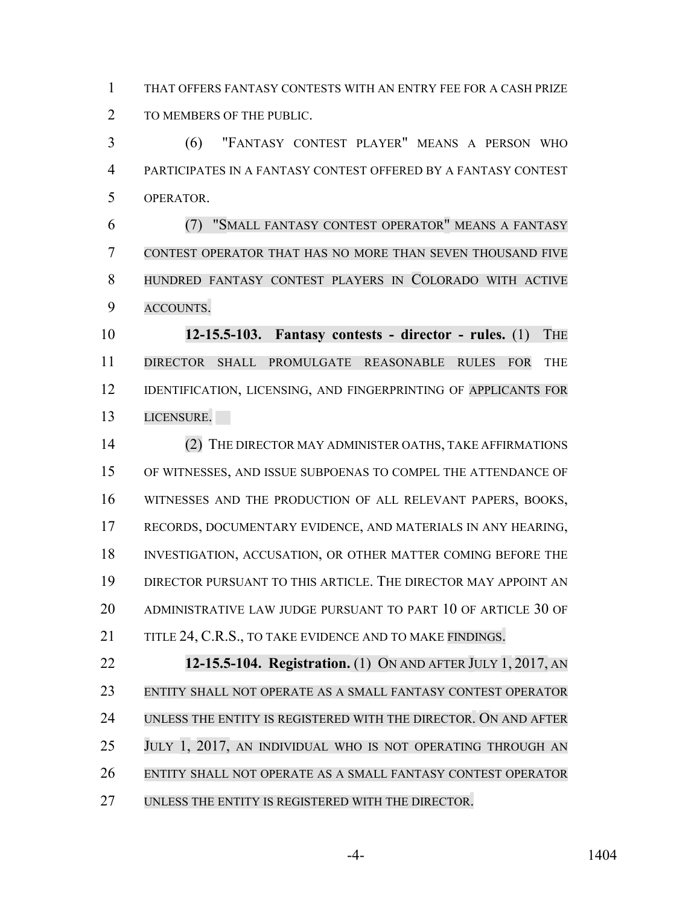THAT OFFERS FANTASY CONTESTS WITH AN ENTRY FEE FOR A CASH PRIZE TO MEMBERS OF THE PUBLIC.

(6) "FANTASY CONTEST PLAYER" MEANS A PERSON WHO PARTICIPATES IN A FANTASY CONTEST OFFERED BY A FANTASY CONTEST OPERATOR.

(7) "SMALL FANTASY CONTEST OPERATOR" MEANS A FANTASY CONTEST OPERATOR THAT HAS NO MORE THAN SEVEN THOUSAND FIVE HUNDRED FANTASY CONTEST PLAYERS IN COLORADO WITH ACTIVE ACCOUNTS.

**12-15.5-103. Fantasy contests - director - rules.** (1) THE DIRECTOR SHALL PROMULGATE REASONABLE RULES FOR THE IDENTIFICATION, LICENSING, AND FINGERPRINTING OF APPLICANTS FOR LICENSURE.

(2) THE DIRECTOR MAY ADMINISTER OATHS, TAKE AFFIRMATIONS OF WITNESSES, AND ISSUE SUBPOENAS TO COMPEL THE ATTENDANCE OF WITNESSES AND THE PRODUCTION OF ALL RELEVANT PAPERS, BOOKS, RECORDS, DOCUMENTARY EVIDENCE, AND MATERIALS IN ANY HEARING, INVESTIGATION, ACCUSATION, OR OTHER MATTER COMING BEFORE THE DIRECTOR PURSUANT TO THIS ARTICLE. THE DIRECTOR MAY APPOINT AN ADMINISTRATIVE LAW JUDGE PURSUANT TO PART 10 OF ARTICLE 30 OF TITLE 24, C.R.S., TO TAKE EVIDENCE AND TO MAKE FINDINGS.

**12-15.5-104. Registration.** (1) ON AND AFTER JULY 1, 2017, AN ENTITY SHALL NOT OPERATE AS A SMALL FANTASY CONTEST OPERATOR UNLESS THE ENTITY IS REGISTERED WITH THE DIRECTOR. ON AND AFTER JULY 1, 2017, AN INDIVIDUAL WHO IS NOT OPERATING THROUGH AN ENTITY SHALL NOT OPERATE AS A SMALL FANTASY CONTEST OPERATOR UNLESS THE ENTITY IS REGISTERED WITH THE DIRECTOR.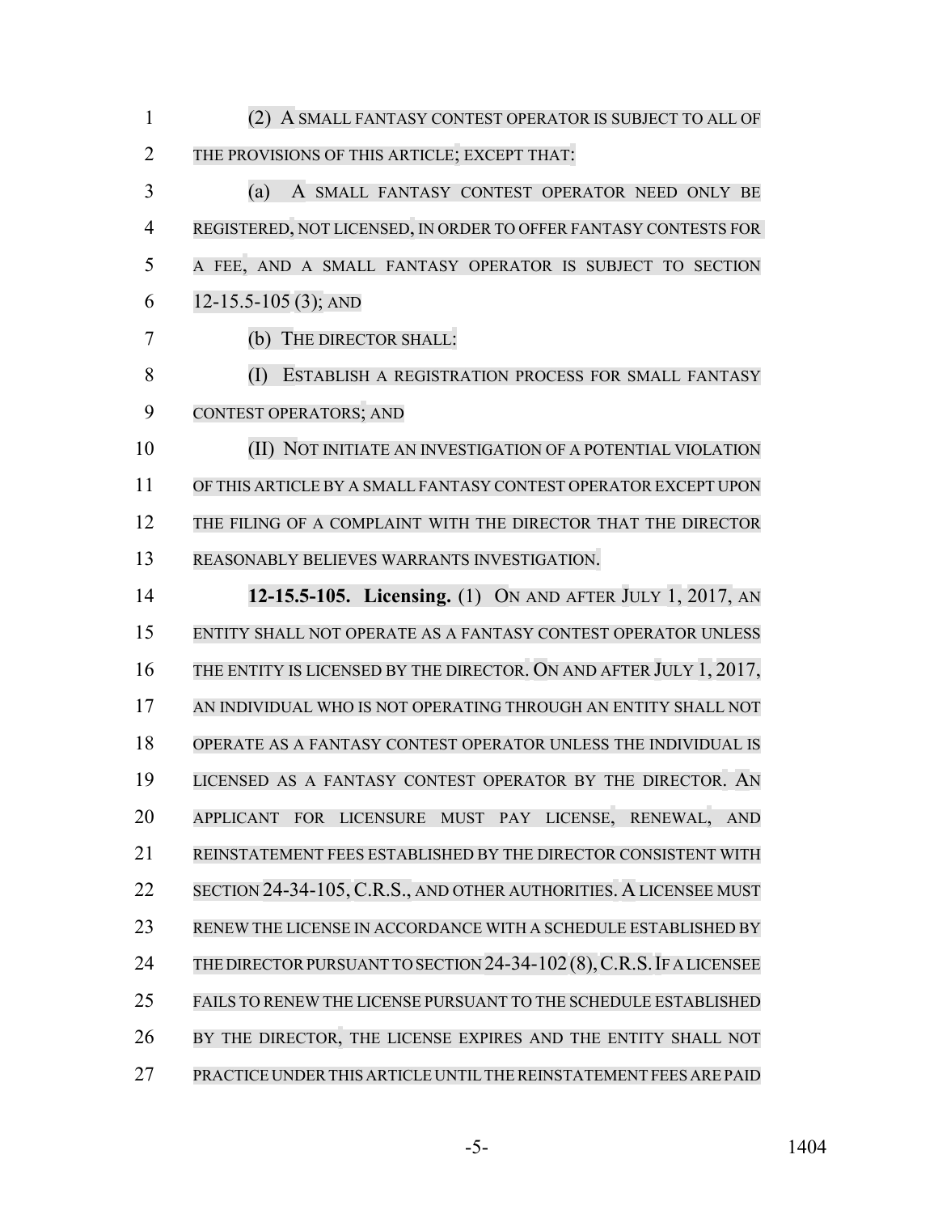(2) A SMALL FANTASY CONTEST OPERATOR IS SUBJECT TO ALL OF THE PROVISIONS OF THIS ARTICLE; EXCEPT THAT:

(a) A SMALL FANTASY CONTEST OPERATOR NEED ONLY BE REGISTERED, NOT LICENSED, IN ORDER TO OFFER FANTASY CONTESTS FOR A FEE, AND A SMALL FANTASY OPERATOR IS SUBJECT TO SECTION 12-15.5-105 (3); AND

(b) THE DIRECTOR SHALL:

(I) ESTABLISH A REGISTRATION PROCESS FOR SMALL FANTASY CONTEST OPERATORS; AND

(II) NOT INITIATE AN INVESTIGATION OF A POTENTIAL VIOLATION OF THIS ARTICLE BY A SMALL FANTASY CONTEST OPERATOR EXCEPT UPON THE FILING OF A COMPLAINT WITH THE DIRECTOR THAT THE DIRECTOR REASONABLY BELIEVES WARRANTS INVESTIGATION.

**12-15.5-105. Licensing.** (1) ON AND AFTER JULY 1, 2017, AN ENTITY SHALL NOT OPERATE AS A FANTASY CONTEST OPERATOR UNLESS THE ENTITY IS LICENSED BY THE DIRECTOR. ON AND AFTER JULY 1, 2017, AN INDIVIDUAL WHO IS NOT OPERATING THROUGH AN ENTITY SHALL NOT OPERATE AS A FANTASY CONTEST OPERATOR UNLESS THE INDIVIDUAL IS LICENSED AS A FANTASY CONTEST OPERATOR BY THE DIRECTOR. AN APPLICANT FOR LICENSURE MUST PAY LICENSE, RENEWAL, AND REINSTATEMENT FEES ESTABLISHED BY THE DIRECTOR CONSISTENT WITH SECTION 24-34-105, C.R.S., AND OTHER AUTHORITIES. A LICENSEE MUST RENEW THE LICENSE IN ACCORDANCE WITH A SCHEDULE ESTABLISHED BY THE DIRECTOR PURSUANT TO SECTION 24-34-102 (8), C.R.S. IF A LICENSEE FAILS TO RENEW THE LICENSE PURSUANT TO THE SCHEDULE ESTABLISHED BY THE DIRECTOR, THE LICENSE EXPIRES AND THE ENTITY SHALL NOT PRACTICE UNDER THIS ARTICLE UNTIL THE REINSTATEMENT FEES ARE PAID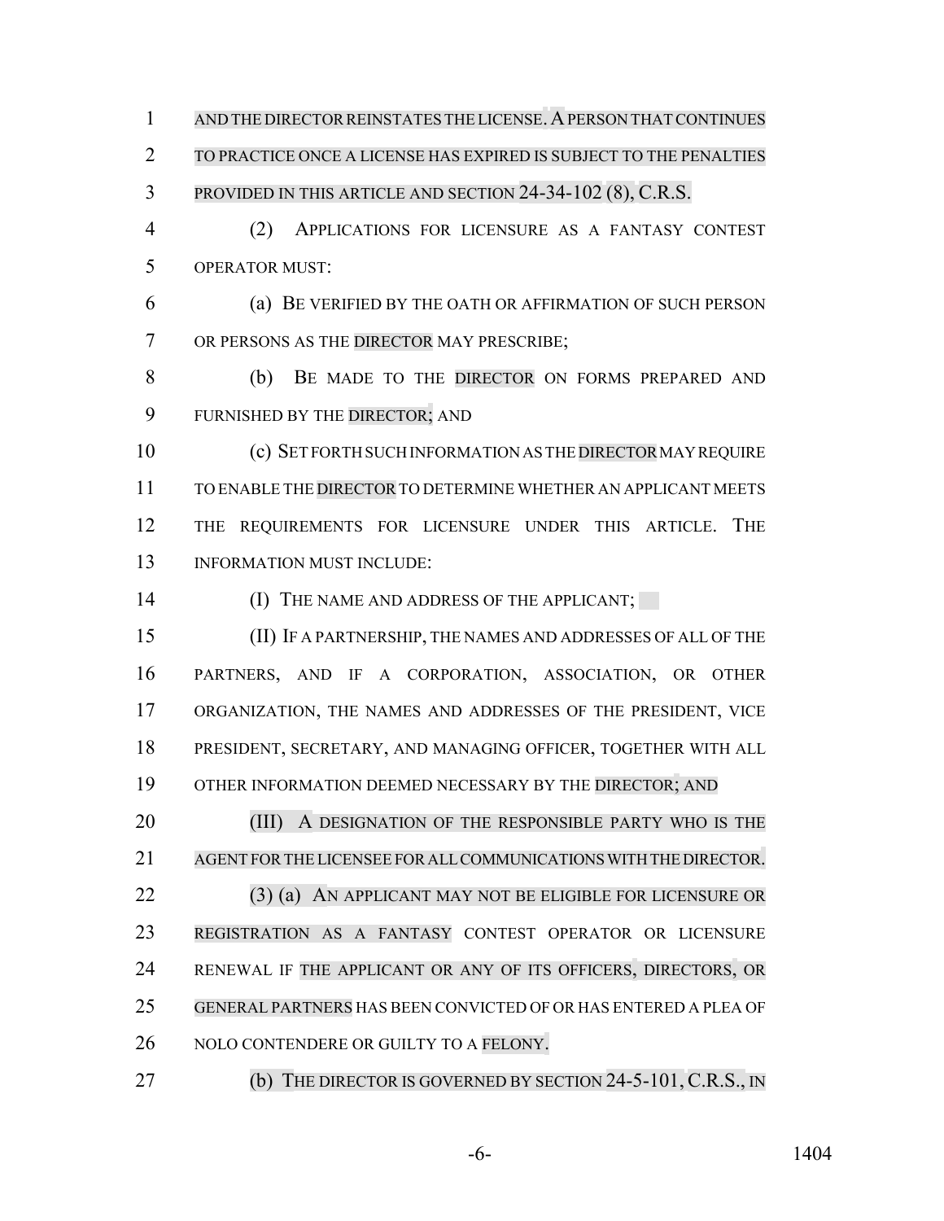AND THE DIRECTOR REINSTATES THE LICENSE. A PERSON THAT CONTINUES TO PRACTICE ONCE A LICENSE HAS EXPIRED IS SUBJECT TO THE PENALTIES PROVIDED IN THIS ARTICLE AND SECTION 24-34-102 (8), C.R.S.

(2) APPLICATIONS FOR LICENSURE AS A FANTASY CONTEST OPERATOR MUST:

(a) BE VERIFIED BY THE OATH OR AFFIRMATION OF SUCH PERSON OR PERSONS AS THE DIRECTOR MAY PRESCRIBE;

(b) BE MADE TO THE DIRECTOR ON FORMS PREPARED AND FURNISHED BY THE DIRECTOR; AND

(c) SET FORTH SUCH INFORMATION AS THE DIRECTOR MAY REQUIRE TO ENABLE THE DIRECTOR TO DETERMINE WHETHER AN APPLICANT MEETS THE REQUIREMENTS FOR LICENSURE UNDER THIS ARTICLE. THE INFORMATION MUST INCLUDE:

(I) THE NAME AND ADDRESS OF THE APPLICANT;

(II) IF A PARTNERSHIP, THE NAMES AND ADDRESSES OF ALL OF THE PARTNERS, AND IF A CORPORATION, ASSOCIATION, OR OTHER ORGANIZATION, THE NAMES AND ADDRESSES OF THE PRESIDENT, VICE PRESIDENT, SECRETARY, AND MANAGING OFFICER, TOGETHER WITH ALL OTHER INFORMATION DEEMED NECESSARY BY THE DIRECTOR; AND

(III) A DESIGNATION OF THE RESPONSIBLE PARTY WHO IS THE AGENT FOR THE LICENSEE FOR ALL COMMUNICATIONS WITH THE DIRECTOR.

(3) (a) AN APPLICANT MAY NOT BE ELIGIBLE FOR LICENSURE OR REGISTRATION AS A FANTASY CONTEST OPERATOR OR LICENSURE RENEWAL IF THE APPLICANT OR ANY OF ITS OFFICERS, DIRECTORS, OR GENERAL PARTNERS HAS BEEN CONVICTED OF OR HAS ENTERED A PLEA OF NOLO CONTENDERE OR GUILTY TO A FELONY.

(b) THE DIRECTOR IS GOVERNED BY SECTION 24-5-101, C.R.S., IN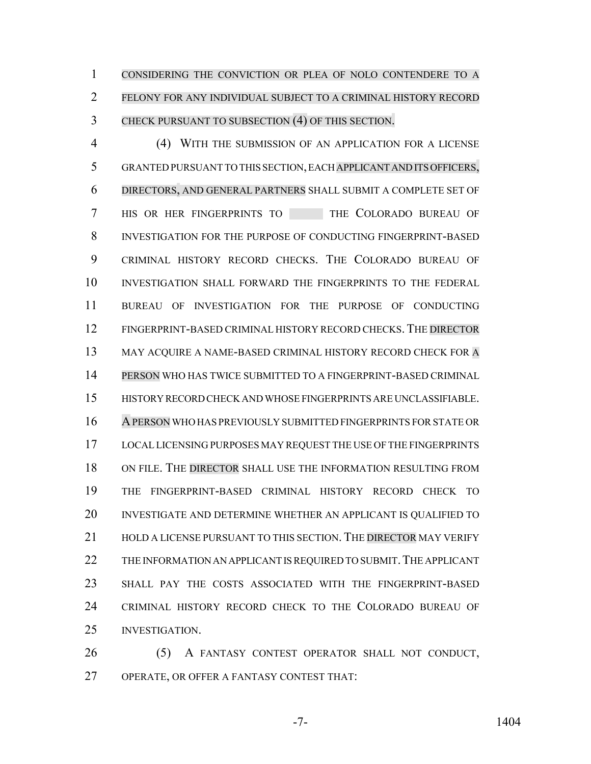CONSIDERING THE CONVICTION OR PLEA OF NOLO CONTENDERE TO A FELONY FOR ANY INDIVIDUAL SUBJECT TO A CRIMINAL HISTORY RECORD CHECK PURSUANT TO SUBSECTION (4) OF THIS SECTION.

(4) WITH THE SUBMISSION OF AN APPLICATION FOR A LICENSE GRANTED PURSUANT TO THIS SECTION, EACH APPLICANT AND ITS OFFICERS, DIRECTORS, AND GENERAL PARTNERS SHALL SUBMIT A COMPLETE SET OF HIS OR HER FINGERPRINTS TO THE COLORADO BUREAU OF INVESTIGATION FOR THE PURPOSE OF CONDUCTING FINGERPRINT-BASED CRIMINAL HISTORY RECORD CHECKS. THE COLORADO BUREAU OF INVESTIGATION SHALL FORWARD THE FINGERPRINTS TO THE FEDERAL BUREAU OF INVESTIGATION FOR THE PURPOSE OF CONDUCTING FINGERPRINT-BASED CRIMINAL HISTORY RECORD CHECKS. THE DIRECTOR MAY ACQUIRE A NAME-BASED CRIMINAL HISTORY RECORD CHECK FOR A PERSON WHO HAS TWICE SUBMITTED TO A FINGERPRINT-BASED CRIMINAL HISTORY RECORD CHECK AND WHOSE FINGERPRINTS ARE UNCLASSIFIABLE. A PERSON WHO HAS PREVIOUSLY SUBMITTED FINGERPRINTS FOR STATE OR LOCAL LICENSING PURPOSES MAY REQUEST THE USE OF THE FINGERPRINTS ON FILE. THE DIRECTOR SHALL USE THE INFORMATION RESULTING FROM THE FINGERPRINT-BASED CRIMINAL HISTORY RECORD CHECK TO INVESTIGATE AND DETERMINE WHETHER AN APPLICANT IS QUALIFIED TO HOLD A LICENSE PURSUANT TO THIS SECTION. THE DIRECTOR MAY VERIFY THE INFORMATION AN APPLICANT IS REQUIRED TO SUBMIT. THE APPLICANT SHALL PAY THE COSTS ASSOCIATED WITH THE FINGERPRINT-BASED CRIMINAL HISTORY RECORD CHECK TO THE COLORADO BUREAU OF INVESTIGATION.

(5) A FANTASY CONTEST OPERATOR SHALL NOT CONDUCT, OPERATE, OR OFFER A FANTASY CONTEST THAT: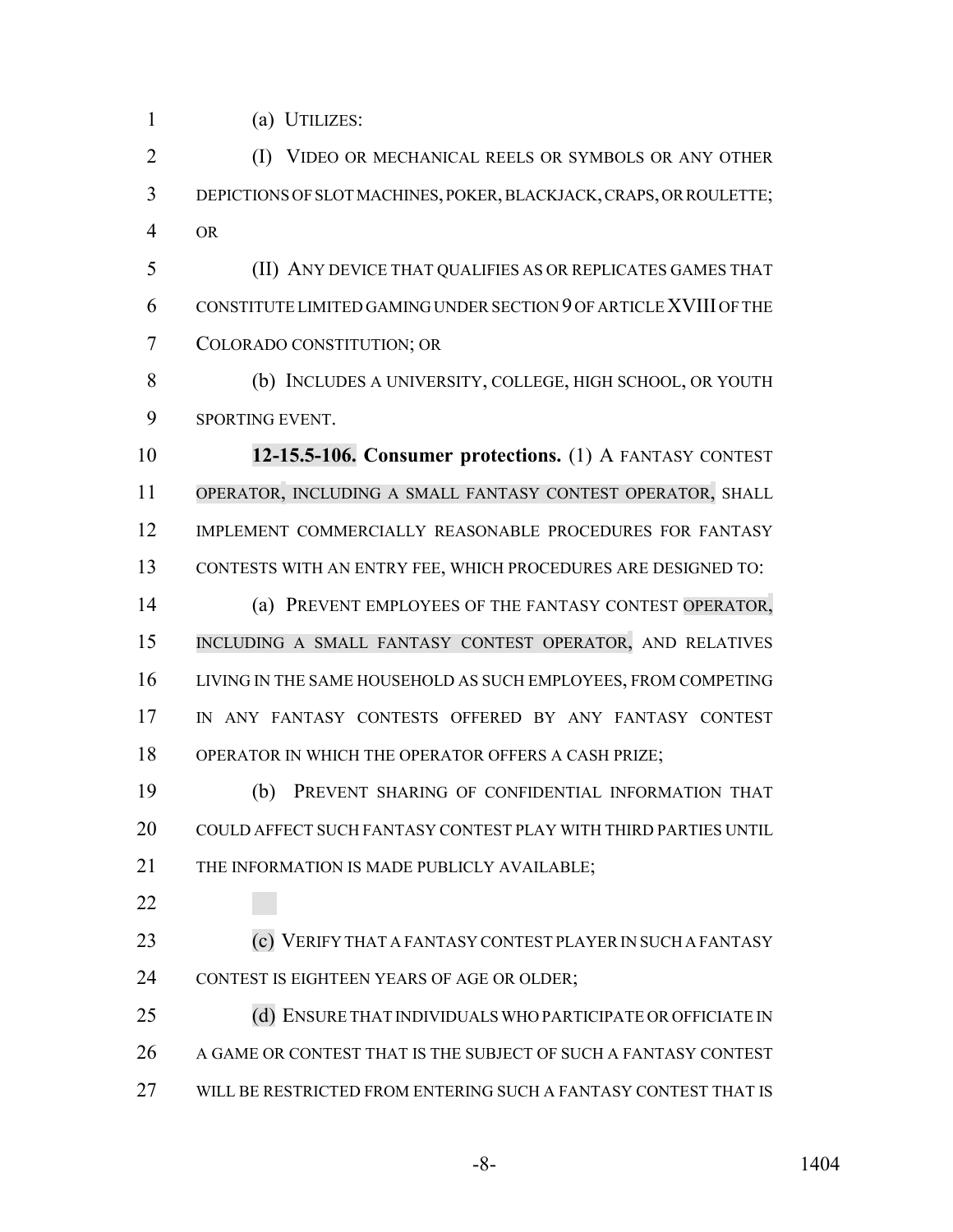(a) UTILIZES:

(I) VIDEO OR MECHANICAL REELS OR SYMBOLS OR ANY OTHER DEPICTIONS OF SLOT MACHINES, POKER, BLACKJACK, CRAPS, OR ROULETTE; OR

(II) ANY DEVICE THAT QUALIFIES AS OR REPLICATES GAMES THAT CONSTITUTE LIMITED GAMING UNDER SECTION 9 OF ARTICLE XVIII OF THE COLORADO CONSTITUTION; OR

(b) INCLUDES A UNIVERSITY, COLLEGE, HIGH SCHOOL, OR YOUTH SPORTING EVENT.

**12-15.5-106. Consumer protections.** (1) A FANTASY CONTEST OPERATOR, INCLUDING A SMALL FANTASY CONTEST OPERATOR, SHALL IMPLEMENT COMMERCIALLY REASONABLE PROCEDURES FOR FANTASY CONTESTS WITH AN ENTRY FEE, WHICH PROCEDURES ARE DESIGNED TO:

(a) PREVENT EMPLOYEES OF THE FANTASY CONTEST OPERATOR, INCLUDING A SMALL FANTASY CONTEST OPERATOR, AND RELATIVES LIVING IN THE SAME HOUSEHOLD AS SUCH EMPLOYEES, FROM COMPETING IN ANY FANTASY CONTESTS OFFERED BY ANY FANTASY CONTEST OPERATOR IN WHICH THE OPERATOR OFFERS A CASH PRIZE;

(b) PREVENT SHARING OF CONFIDENTIAL INFORMATION THAT COULD AFFECT SUCH FANTASY CONTEST PLAY WITH THIRD PARTIES UNTIL THE INFORMATION IS MADE PUBLICLY AVAILABLE;

(c) VERIFY THAT A FANTASY CONTEST PLAYER IN SUCH A FANTASY CONTEST IS EIGHTEEN YEARS OF AGE OR OLDER;

(d) ENSURE THAT INDIVIDUALS WHO PARTICIPATE OR OFFICIATE IN A GAME OR CONTEST THAT IS THE SUBJECT OF SUCH A FANTASY CONTEST WILL BE RESTRICTED FROM ENTERING SUCH A FANTASY CONTEST THAT IS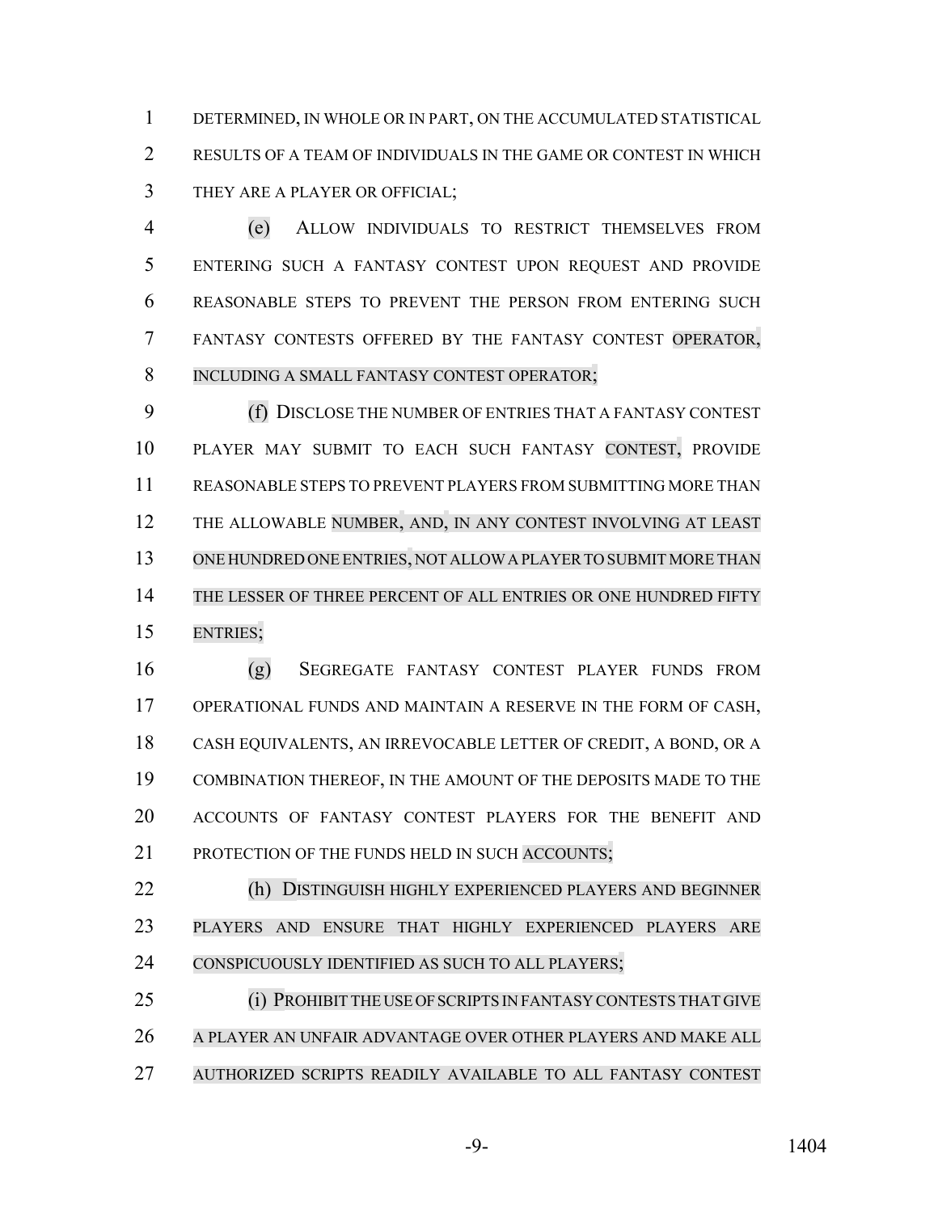DETERMINED, IN WHOLE OR IN PART, ON THE ACCUMULATED STATISTICAL RESULTS OF A TEAM OF INDIVIDUALS IN THE GAME OR CONTEST IN WHICH THEY ARE A PLAYER OR OFFICIAL;

(e) ALLOW INDIVIDUALS TO RESTRICT THEMSELVES FROM ENTERING SUCH A FANTASY CONTEST UPON REQUEST AND PROVIDE REASONABLE STEPS TO PREVENT THE PERSON FROM ENTERING SUCH FANTASY CONTESTS OFFERED BY THE FANTASY CONTEST OPERATOR, INCLUDING A SMALL FANTASY CONTEST OPERATOR;

(f) DISCLOSE THE NUMBER OF ENTRIES THAT A FANTASY CONTEST PLAYER MAY SUBMIT TO EACH SUCH FANTASY CONTEST, PROVIDE REASONABLE STEPS TO PREVENT PLAYERS FROM SUBMITTING MORE THAN THE ALLOWABLE NUMBER, AND, IN ANY CONTEST INVOLVING AT LEAST ONE HUNDRED ONE ENTRIES, NOT ALLOW A PLAYER TO SUBMIT MORE THAN THE LESSER OF THREE PERCENT OF ALL ENTRIES OR ONE HUNDRED FIFTY ENTRIES;

(g) SEGREGATE FANTASY CONTEST PLAYER FUNDS FROM OPERATIONAL FUNDS AND MAINTAIN A RESERVE IN THE FORM OF CASH, CASH EQUIVALENTS, AN IRREVOCABLE LETTER OF CREDIT, A BOND, OR A COMBINATION THEREOF, IN THE AMOUNT OF THE DEPOSITS MADE TO THE ACCOUNTS OF FANTASY CONTEST PLAYERS FOR THE BENEFIT AND PROTECTION OF THE FUNDS HELD IN SUCH ACCOUNTS;

(h) DISTINGUISH HIGHLY EXPERIENCED PLAYERS AND BEGINNER PLAYERS AND ENSURE THAT HIGHLY EXPERIENCED PLAYERS ARE CONSPICUOUSLY IDENTIFIED AS SUCH TO ALL PLAYERS;

(i) PROHIBIT THE USE OF SCRIPTS IN FANTASY CONTESTS THAT GIVE A PLAYER AN UNFAIR ADVANTAGE OVER OTHER PLAYERS AND MAKE ALL AUTHORIZED SCRIPTS READILY AVAILABLE TO ALL FANTASY CONTEST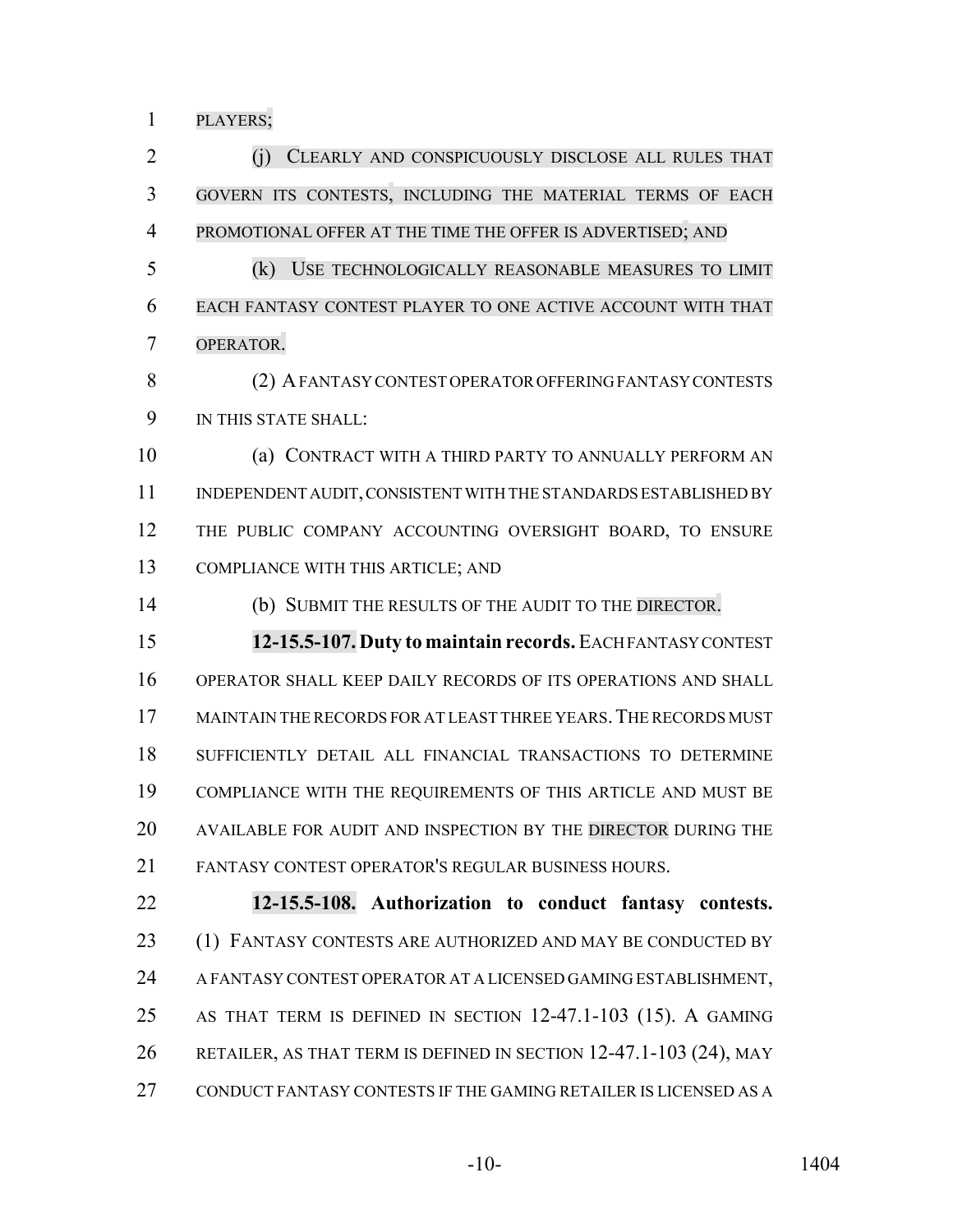PLAYERS;

(j) CLEARLY AND CONSPICUOUSLY DISCLOSE ALL RULES THAT GOVERN ITS CONTESTS, INCLUDING THE MATERIAL TERMS OF EACH PROMOTIONAL OFFER AT THE TIME THE OFFER IS ADVERTISED; AND

(k) USE TECHNOLOGICALLY REASONABLE MEASURES TO LIMIT EACH FANTASY CONTEST PLAYER TO ONE ACTIVE ACCOUNT WITH THAT OPERATOR.

(2) A FANTASY CONTEST OPERATOR OFFERING FANTASY CONTESTS IN THIS STATE SHALL:

(a) CONTRACT WITH A THIRD PARTY TO ANNUALLY PERFORM AN INDEPENDENT AUDIT, CONSISTENT WITH THE STANDARDS ESTABLISHED BY THE PUBLIC COMPANY ACCOUNTING OVERSIGHT BOARD, TO ENSURE COMPLIANCE WITH THIS ARTICLE; AND

(b) SUBMIT THE RESULTS OF THE AUDIT TO THE DIRECTOR.

**12-15.5-107. Duty to maintain records.** EACH FANTASY CONTEST OPERATOR SHALL KEEP DAILY RECORDS OF ITS OPERATIONS AND SHALL MAINTAIN THE RECORDS FOR AT LEAST THREE YEARS. THE RECORDS MUST SUFFICIENTLY DETAIL ALL FINANCIAL TRANSACTIONS TO DETERMINE COMPLIANCE WITH THE REQUIREMENTS OF THIS ARTICLE AND MUST BE AVAILABLE FOR AUDIT AND INSPECTION BY THE DIRECTOR DURING THE FANTASY CONTEST OPERATOR'S REGULAR BUSINESS HOURS.

**12-15.5-108. Authorization to conduct fantasy contests.** (1) FANTASY CONTESTS ARE AUTHORIZED AND MAY BE CONDUCTED BY A FANTASY CONTEST OPERATOR AT A LICENSED GAMING ESTABLISHMENT, AS THAT TERM IS DEFINED IN SECTION 12-47.1-103 (15). A GAMING RETAILER, AS THAT TERM IS DEFINED IN SECTION 12-47.1-103 (24), MAY CONDUCT FANTASY CONTESTS IF THE GAMING RETAILER IS LICENSED AS A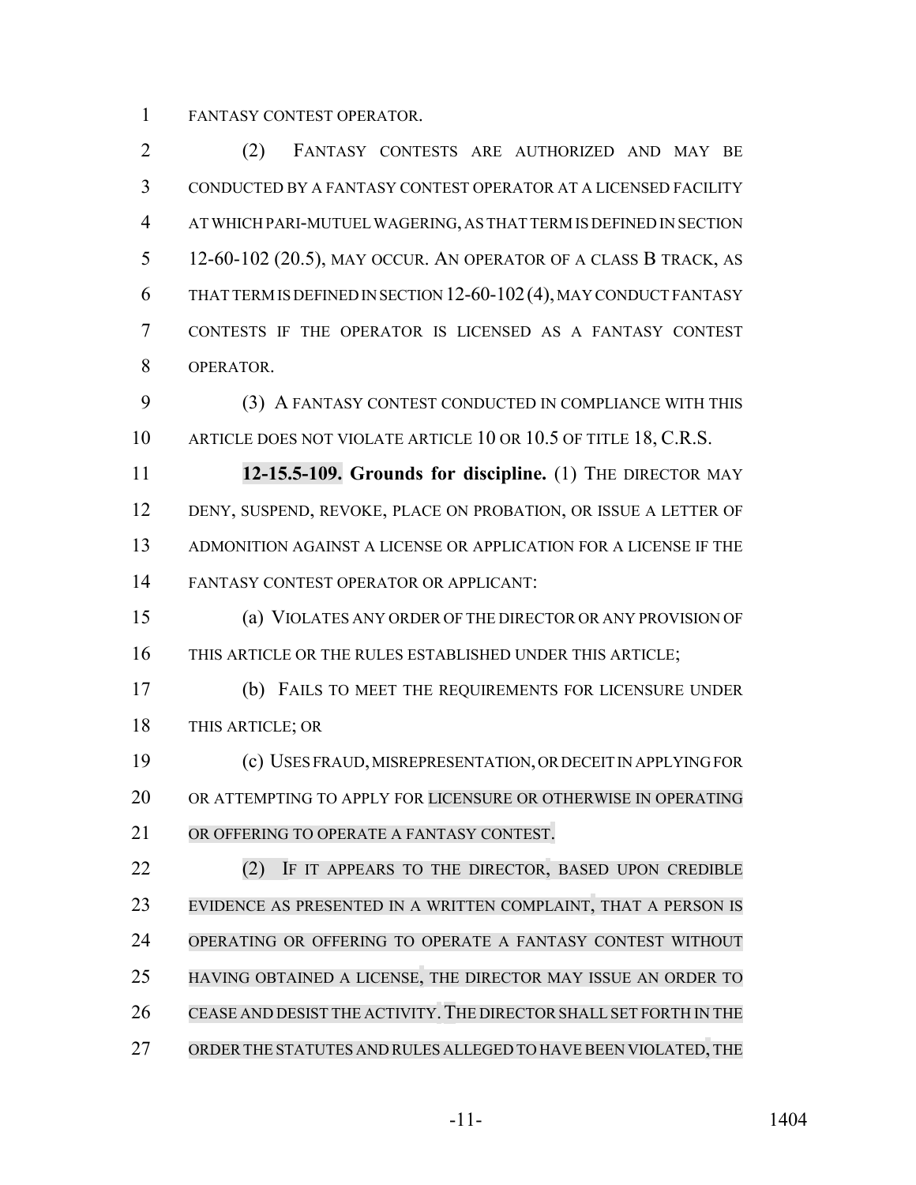FANTASY CONTEST OPERATOR.

(2) FANTASY CONTESTS ARE AUTHORIZED AND MAY BE CONDUCTED BY A FANTASY CONTEST OPERATOR AT A LICENSED FACILITY AT WHICH PARI-MUTUEL WAGERING, AS THAT TERM IS DEFINED IN SECTION 12-60-102 (20.5), MAY OCCUR. AN OPERATOR OF A CLASS B TRACK, AS THAT TERM IS DEFINED IN SECTION 12-60-102 (4), MAY CONDUCT FANTASY CONTESTS IF THE OPERATOR IS LICENSED AS A FANTASY CONTEST OPERATOR.

(3) A FANTASY CONTEST CONDUCTED IN COMPLIANCE WITH THIS ARTICLE DOES NOT VIOLATE ARTICLE 10 OR 10.5 OF TITLE 18, C.R.S.

**12-15.5-109. Grounds for discipline.** (1) THE DIRECTOR MAY DENY, SUSPEND, REVOKE, PLACE ON PROBATION, OR ISSUE A LETTER OF ADMONITION AGAINST A LICENSE OR APPLICATION FOR A LICENSE IF THE FANTASY CONTEST OPERATOR OR APPLICANT:

(a) VIOLATES ANY ORDER OF THE DIRECTOR OR ANY PROVISION OF THIS ARTICLE OR THE RULES ESTABLISHED UNDER THIS ARTICLE;

(b) FAILS TO MEET THE REQUIREMENTS FOR LICENSURE UNDER THIS ARTICLE; OR

(c) USES FRAUD, MISREPRESENTATION, OR DECEIT IN APPLYING FOR OR ATTEMPTING TO APPLY FOR LICENSURE OR OTHERWISE IN OPERATING OR OFFERING TO OPERATE A FANTASY CONTEST.

(2) IF IT APPEARS TO THE DIRECTOR, BASED UPON CREDIBLE EVIDENCE AS PRESENTED IN A WRITTEN COMPLAINT, THAT A PERSON IS OPERATING OR OFFERING TO OPERATE A FANTASY CONTEST WITHOUT HAVING OBTAINED A LICENSE, THE DIRECTOR MAY ISSUE AN ORDER TO CEASE AND DESIST THE ACTIVITY. THE DIRECTOR SHALL SET FORTH IN THE ORDER THE STATUTES AND RULES ALLEGED TO HAVE BEEN VIOLATED, THE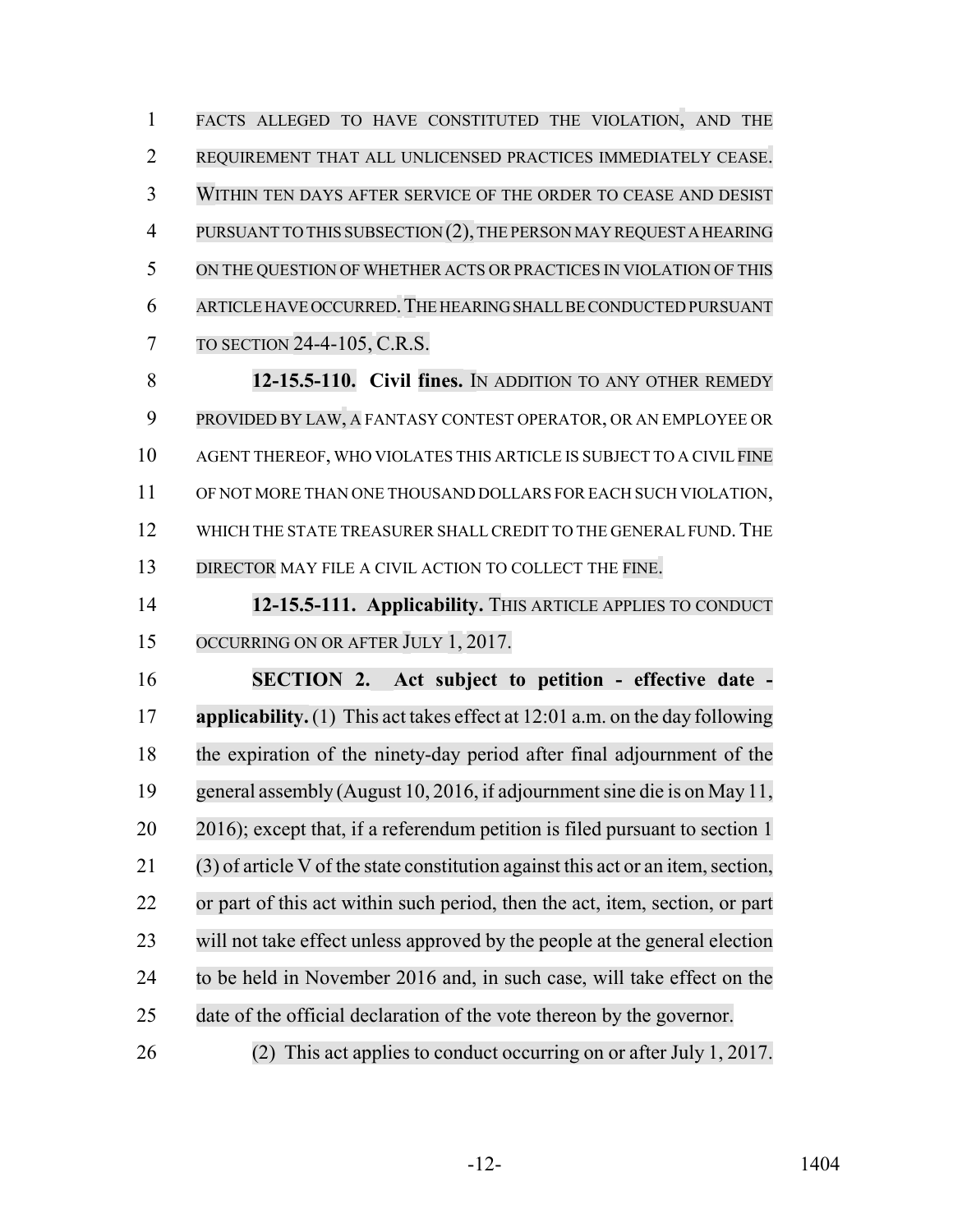FACTS ALLEGED TO HAVE CONSTITUTED THE VIOLATION, AND THE REQUIREMENT THAT ALL UNLICENSED PRACTICES IMMEDIATELY CEASE. WITHIN TEN DAYS AFTER SERVICE OF THE ORDER TO CEASE AND DESIST PURSUANT TO THIS SUBSECTION (2), THE PERSON MAY REQUEST A HEARING ON THE QUESTION OF WHETHER ACTS OR PRACTICES IN VIOLATION OF THIS ARTICLE HAVE OCCURRED. THE HEARING SHALL BE CONDUCTED PURSUANT TO SECTION 24-4-105, C.R.S.

**12-15.5-110. Civil fines.** IN ADDITION TO ANY OTHER REMEDY PROVIDED BY LAW, A FANTASY CONTEST OPERATOR, OR AN EMPLOYEE OR AGENT THEREOF, WHO VIOLATES THIS ARTICLE IS SUBJECT TO A CIVIL FINE OF NOT MORE THAN ONE THOUSAND DOLLARS FOR EACH SUCH VIOLATION, WHICH THE STATE TREASURER SHALL CREDIT TO THE GENERAL FUND. THE DIRECTOR MAY FILE A CIVIL ACTION TO COLLECT THE FINE.

**12-15.5-111. Applicability.** THIS ARTICLE APPLIES TO CONDUCT OCCURRING ON OR AFTER JULY 1, 2017.

**SECTION 2. Act subject to petition - effective date - applicability.** (1) This act takes effect at 12:01 a.m. on the day following the expiration of the ninety-day period after final adjournment of the general assembly (August 10, 2016, if adjournment sine die is on May 11, 2016); except that, if a referendum petition is filed pursuant to section 1 (3) of article V of the state constitution against this act or an item, section, or part of this act within such period, then the act, item, section, or part will not take effect unless approved by the people at the general election to be held in November 2016 and, in such case, will take effect on the date of the official declaration of the vote thereon by the governor.

(2) This act applies to conduct occurring on or after July 1, 2017.